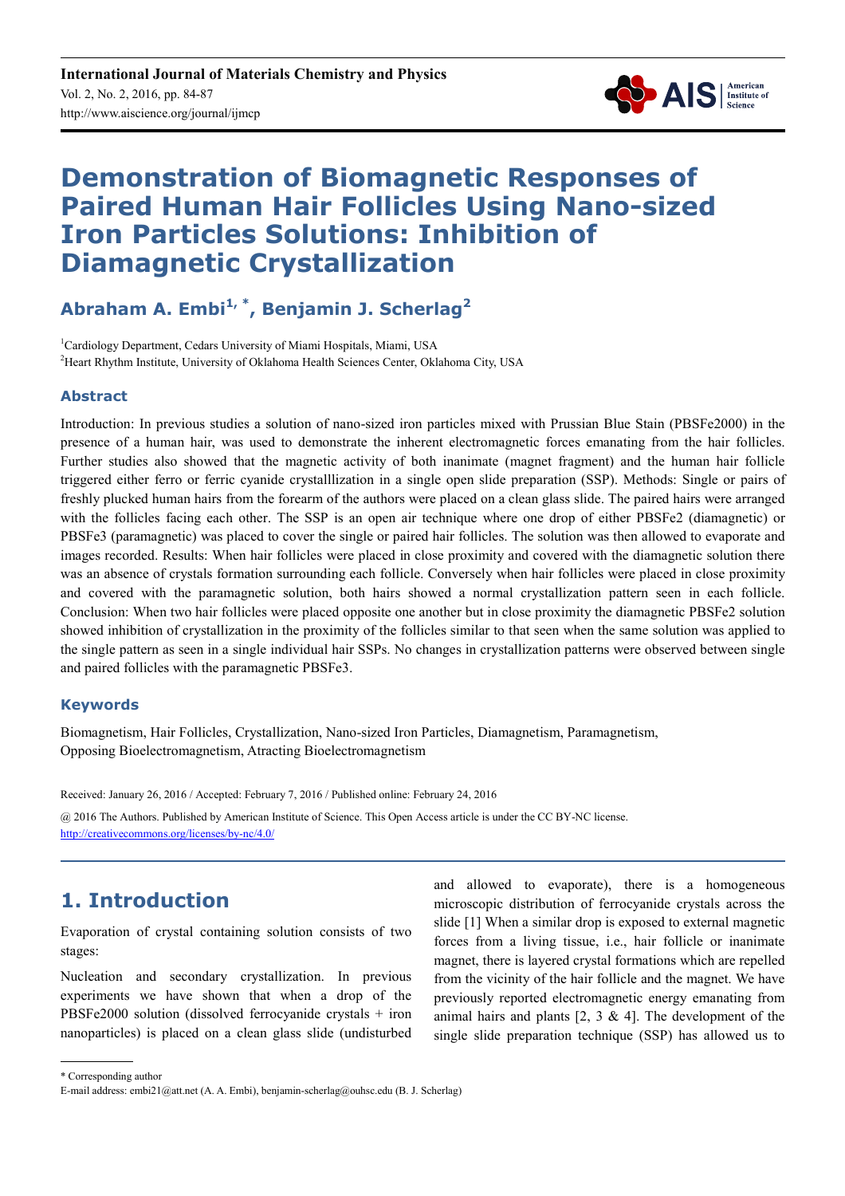# Demonstration of Biomagnetic Responses of Paired Human Hair Follicles Using Nano-sized Iron Particles Solutions: Inhibition of Diamagnetic Crystallization

**Abraham A. Embi[1, *], Benjamin J. Scherlag[2]**

[1]Cardiology Department, Cedars University of Miami Hospitals, Miami, USA
[2]Heart Rhythm Institute, University of Oklahoma Health Sciences Center, Oklahoma City, USA

## Abstract

Introduction: In previous studies a solution of nano-sized iron particles mixed with Prussian Blue Stain (PBSFe2000) in the presence of a human hair, was used to demonstrate the inherent electromagnetic forces emanating from the hair follicles. Further studies also showed that the magnetic activity of both inanimate (magnet fragment) and the human hair follicle triggered either ferro or ferric cyanide crystalllization in a single open slide preparation (SSP). Methods: Single or pairs of freshly plucked human hairs from the forearm of the authors were placed on a clean glass slide. The paired hairs were arranged with the follicles facing each other. The SSP is an open air technique where one drop of either PBSFe2 (diamagnetic) or PBSFe3 (paramagnetic) was placed to cover the single or paired hair follicles. The solution was then allowed to evaporate and images recorded. Results: When hair follicles were placed in close proximity and covered with the diamagnetic solution there was an absence of crystals formation surrounding each follicle. Conversely when hair follicles were placed in close proximity and covered with the paramagnetic solution, both hairs showed a normal crystallization pattern seen in each follicle. Conclusion: When two hair follicles were placed opposite one another but in close proximity the diamagnetic PBSFe2 solution showed inhibition of crystallization in the proximity of the follicles similar to that seen when the same solution was applied to the single pattern as seen in a single individual hair SSPs. No changes in crystallization patterns were observed between single and paired follicles with the paramagnetic PBSFe3.

## Keywords

Biomagnetism, Hair Follicles, Crystallization, Nano-sized Iron Particles, Diamagnetism, Paramagnetism, Opposing Bioelectromagnetism, Atracting Bioelectromagnetism

Received: January 26, 2016 / Accepted: February 7, 2016 / Published online: February 24, 2016

@ 2016 The Authors. Published by American Institute of Science. This Open Access article is under the CC BY-NC license. http://creativecommons.org/licenses/by-nc/4.0/

## 1. Introduction

Evaporation of crystal containing solution consists of two stages:

Nucleation and secondary crystallization. In previous experiments we have shown that when a drop of the PBSFe2000 solution (dissolved ferrocyanide crystals + iron nanoparticles) is placed on a clean glass slide (undisturbed and allowed to evaporate), there is a homogeneous microscopic distribution of ferrocyanide crystals across the slide [1] When a similar drop is exposed to external magnetic forces from a living tissue, i.e., hair follicle or inanimate magnet, there is layered crystal formations which are repelled from the vicinity of the hair follicle and the magnet. We have previously reported electromagnetic energy emanating from animal hairs and plants [2, 3 & 4]. The development of the single slide preparation technique (SSP) has allowed us to

* Corresponding author
E-mail address: embi21@att.net (A. A. Embi), benjamin-scherlag@ouhsc.edu (B. J. Scherlag)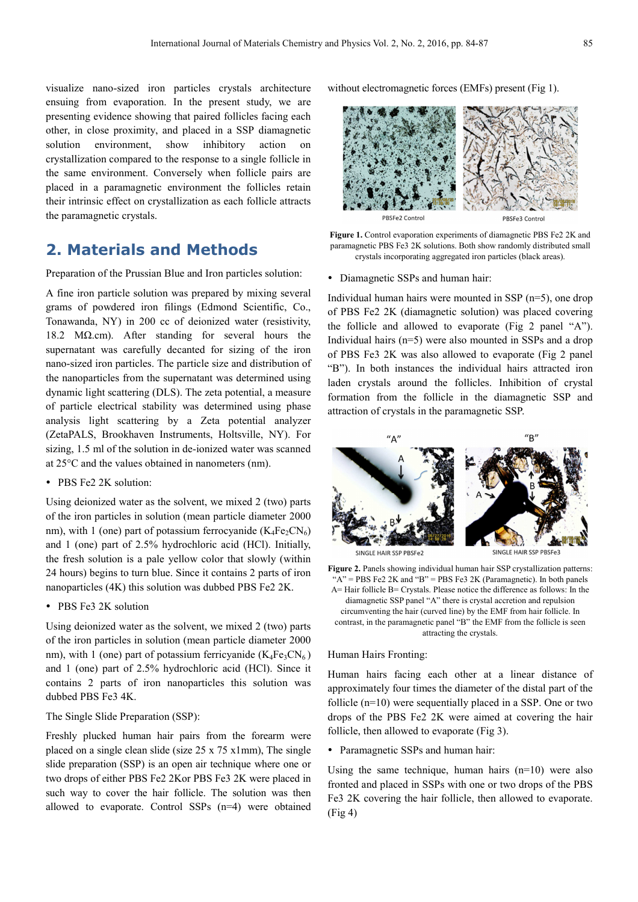visualize nano-sized iron particles crystals architecture ensuing from evaporation. In the present study, we are presenting evidence showing that paired follicles facing each other, in close proximity, and placed in a SSP diamagnetic solution environment, show inhibitory action on crystallization compared to the response to a single follicle in the same environment. Conversely when follicle pairs are placed in a paramagnetic environment the follicles retain their intrinsic effect on crystallization as each follicle attracts the paramagnetic crystals.

## 2. Materials and Methods

Preparation of the Prussian Blue and Iron particles solution:

A fine iron particle solution was prepared by mixing several grams of powdered iron filings (Edmond Scientific, Co., Tonawanda, NY) in 200 cc of deionized water (resistivity, 18.2 MΩ.cm). After standing for several hours the supernatant was carefully decanted for sizing of the iron nano-sized iron particles. The particle size and distribution of the nanoparticles from the supernatant was determined using dynamic light scattering (DLS). The zeta potential, a measure of particle electrical stability was determined using phase analysis light scattering by a Zeta potential analyzer (ZetaPALS, Brookhaven Instruments, Holtsville, NY). For sizing, 1.5 ml of the solution in de-ionized water was scanned at 25°C and the values obtained in nanometers (nm).

- PBS Fe2 2K solution:

Using deionized water as the solvent, we mixed 2 (two) parts of the iron particles in solution (mean particle diameter 2000 nm), with 1 (one) part of potassium ferrocyanide ($K_4Fe_2CN_6$) and 1 (one) part of 2.5% hydrochloric acid (HCl). Initially, the fresh solution is a pale yellow color that slowly (within 24 hours) begins to turn blue. Since it contains 2 parts of iron nanoparticles (4K) this solution was dubbed PBS Fe2 2K.

- PBS Fe3 2K solution

Using deionized water as the solvent, we mixed 2 (two) parts of the iron particles in solution (mean particle diameter 2000 nm), with 1 (one) part of potassium ferricyanide ($K_4Fe_3CN_6$ ) and 1 (one) part of 2.5% hydrochloric acid (HCl). Since it contains 2 parts of iron nanoparticles this solution was dubbed PBS Fe3 4K.

The Single Slide Preparation (SSP):

Freshly plucked human hair pairs from the forearm were placed on a single clean slide (size 25 x 75 x1mm), The single slide preparation (SSP) is an open air technique where one or two drops of either PBS Fe2 2Kor PBS Fe3 2K were placed in such way to cover the hair follicle. The solution was then allowed to evaporate. Control SSPs (n=4) were obtained without electromagnetic forces (EMFs) present (Fig 1).

PBSFe2 Control PBSFe3 Control

**Figure 1.** Control evaporation experiments of diamagnetic PBS Fe2 2K and paramagnetic PBS Fe3 2K solutions. Both show randomly distributed small crystals incorporating aggregated iron particles (black areas).

- Diamagnetic SSPs and human hair:

Individual human hairs were mounted in SSP (n=5), one drop of PBS Fe2 2K (diamagnetic solution) was placed covering the follicle and allowed to evaporate (Fig 2 panel "A"). Individual hairs (n=5) were also mounted in SSPs and a drop of PBS Fe3 2K was also allowed to evaporate (Fig 2 panel "B"). In both instances the individual hairs attracted iron laden crystals around the follicles. Inhibition of crystal formation from the follicle in the diamagnetic SSP and attraction of crystals in the paramagnetic SSP.

"A" "B"

SINGLE HAIR SSP PBSFe2 SINGLE HAIR SSP PBSFe3

**Figure 2.** Panels showing individual human hair SSP crystallization patterns: "A" = PBS Fe2 2K and "B" = PBS Fe3 2K (Paramagnetic). In both panels A= Hair follicle B= Crystals. Please notice the difference as follows: In the diamagnetic SSP panel "A" there is crystal accretion and repulsion circumventing the hair (curved line) by the EMF from hair follicle. In contrast, in the paramagnetic panel "B" the EMF from the follicle is seen attracting the crystals.

Human Hairs Fronting:

Human hairs facing each other at a linear distance of approximately four times the diameter of the distal part of the follicle (n=10) were sequentially placed in a SSP. One or two drops of the PBS Fe2 2K were aimed at covering the hair follicle, then allowed to evaporate (Fig 3).

- Paramagnetic SSPs and human hair:

Using the same technique, human hairs (n=10) were also fronted and placed in SSPs with one or two drops of the PBS Fe3 2K covering the hair follicle, then allowed to evaporate. (Fig 4)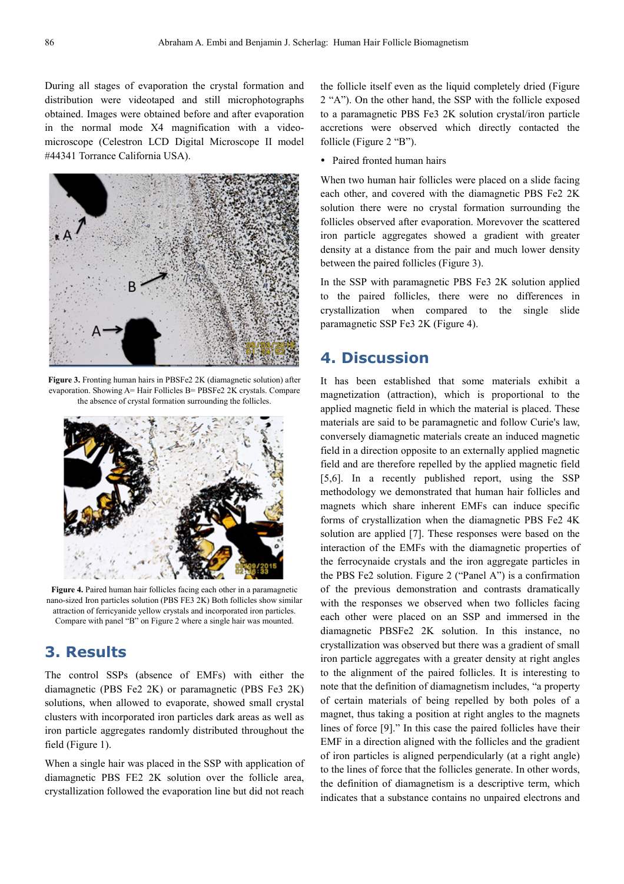During all stages of evaporation the crystal formation and distribution were videotaped and still microphotographs obtained. Images were obtained before and after evaporation in the normal mode X4 magnification with a video-microscope (Celestron LCD Digital Microscope II model #44341 Torrance California USA).

**Figure 3.** Fronting human hairs in PBSFe2 2K (diamagnetic solution) after evaporation. Showing A= Hair Follicles B= PBSFe2 2K crystals. Compare the absence of crystal formation surrounding the follicles.

**Figure 4.** Paired human hair follicles facing each other in a paramagnetic nano-sized Iron particles solution (PBS FE3 2K) Both follicles show similar attraction of ferricyanide yellow crystals and incorporated iron particles. Compare with panel "B" on Figure 2 where a single hair was mounted.

## 3. Results

The control SSPs (absence of EMFs) with either the diamagnetic (PBS Fe2 2K) or paramagnetic (PBS Fe3 2K) solutions, when allowed to evaporate, showed small crystal clusters with incorporated iron particles dark areas as well as iron particle aggregates randomly distributed throughout the field (Figure 1).

When a single hair was placed in the SSP with application of diamagnetic PBS FE2 2K solution over the follicle area, crystallization followed the evaporation line but did not reach the follicle itself even as the liquid completely dried (Figure 2 "A"). On the other hand, the SSP with the follicle exposed to a paramagnetic PBS Fe3 2K solution crystal/iron particle accretions were observed which directly contacted the follicle (Figure 2 "B").

- Paired fronted human hairs

When two human hair follicles were placed on a slide facing each other, and covered with the diamagnetic PBS Fe2 2K solution there were no crystal formation surrounding the follicles observed after evaporation. Morevover the scattered iron particle aggregates showed a gradient with greater density at a distance from the pair and much lower density between the paired follicles (Figure 3).

In the SSP with paramagnetic PBS Fe3 2K solution applied to the paired follicles, there were no differences in crystallization when compared to the single slide paramagnetic SSP Fe3 2K (Figure 4).

## 4. Discussion

It has been established that some materials exhibit a magnetization (attraction), which is proportional to the applied magnetic field in which the material is placed. These materials are said to be paramagnetic and follow Curie's law, conversely diamagnetic materials create an induced magnetic field in a direction opposite to an externally applied magnetic field and are therefore repelled by the applied magnetic field [5,6]. In a recently published report, using the SSP methodology we demonstrated that human hair follicles and magnets which share inherent EMFs can induce specific forms of crystallization when the diamagnetic PBS Fe2 4K solution are applied [7]. These responses were based on the interaction of the EMFs with the diamagnetic properties of the ferrocynaide crystals and the iron aggregate particles in the PBS Fe2 solution. Figure 2 ("Panel A") is a confirmation of the previous demonstration and contrasts dramatically with the responses we observed when two follicles facing each other were placed on an SSP and immersed in the diamagnetic PBSFe2 2K solution. In this instance, no crystallization was observed but there was a gradient of small iron particle aggregates with a greater density at right angles to the alignment of the paired follicles. It is interesting to note that the definition of diamagnetism includes, "a property of certain materials of being repelled by both poles of a magnet, thus taking a position at right angles to the magnets lines of force [9]." In this case the paired follicles have their EMF in a direction aligned with the follicles and the gradient of iron particles is aligned perpendicularly (at a right angle) to the lines of force that the follicles generate. In other words, the definition of diamagnetism is a descriptive term, which indicates that a substance contains no unpaired electrons and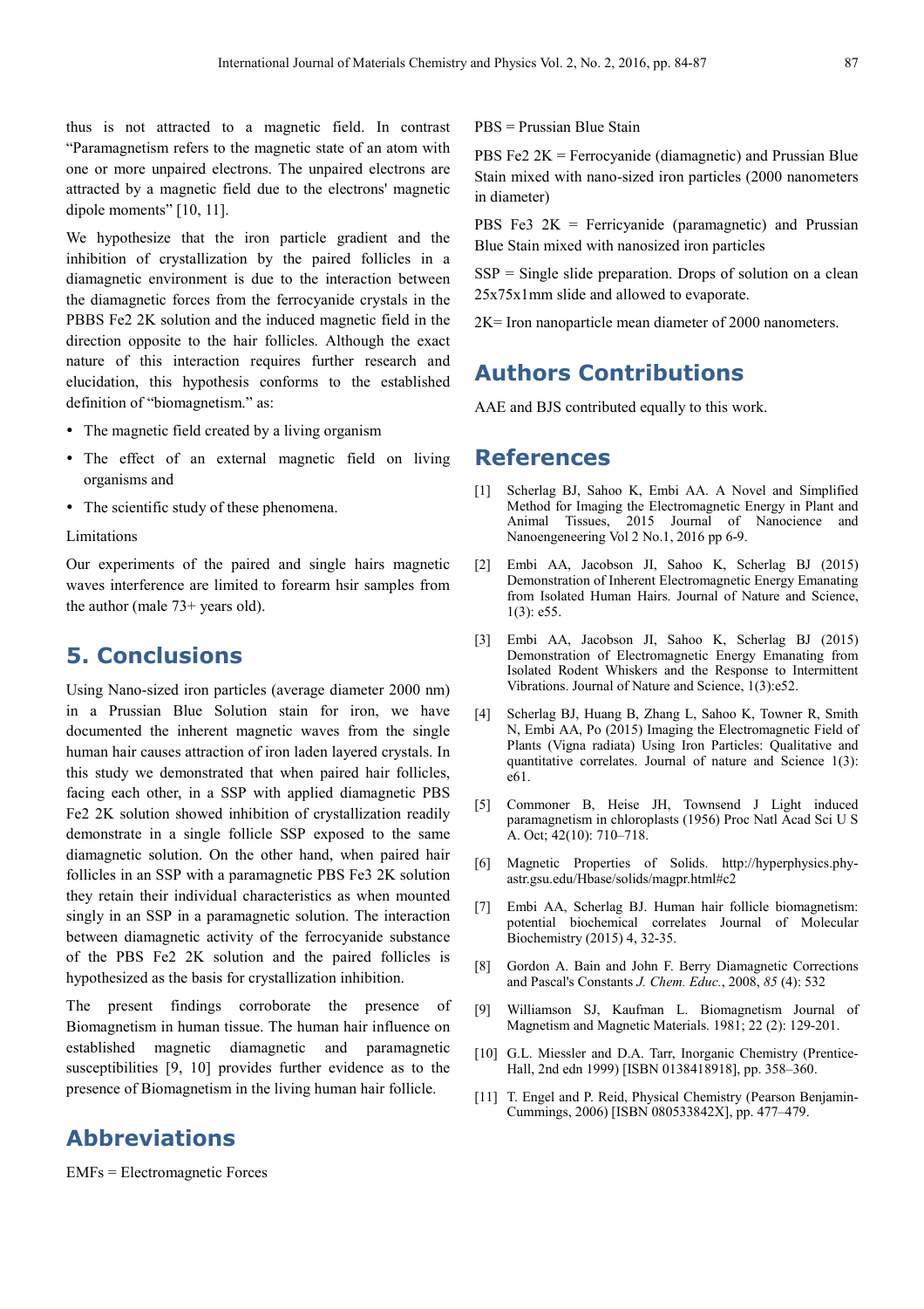thus is not attracted to a magnetic field. In contrast "Paramagnetism refers to the magnetic state of an atom with one or more unpaired electrons. The unpaired electrons are attracted by a magnetic field due to the electrons' magnetic dipole moments" [10, 11].

We hypothesize that the iron particle gradient and the inhibition of crystallization by the paired follicles in a diamagnetic environment is due to the interaction between the diamagnetic forces from the ferrocyanide crystals in the PBBS Fe2 2K solution and the induced magnetic field in the direction opposite to the hair follicles. Although the exact nature of this interaction requires further research and elucidation, this hypothesis conforms to the established definition of "biomagnetism." as:

- The magnetic field created by a living organism
- The effect of an external magnetic field on living organisms and
- The scientific study of these phenomena.

Limitations

Our experiments of the paired and single hairs magnetic waves interference are limited to forearm hsir samples from the author (male 73+ years old).

## 5. Conclusions

Using Nano-sized iron particles (average diameter 2000 nm) in a Prussian Blue Solution stain for iron, we have documented the inherent magnetic waves from the single human hair causes attraction of iron laden layered crystals. In this study we demonstrated that when paired hair follicles, facing each other, in a SSP with applied diamagnetic PBS Fe2 2K solution showed inhibition of crystallization readily demonstrate in a single follicle SSP exposed to the same diamagnetic solution. On the other hand, when paired hair follicles in an SSP with a paramagnetic PBS Fe3 2K solution they retain their individual characteristics as when mounted singly in an SSP in a paramagnetic solution. The interaction between diamagnetic activity of the ferrocyanide substance of the PBS Fe2 2K solution and the paired follicles is hypothesized as the basis for crystallization inhibition.

The present findings corroborate the presence of Biomagnetism in human tissue. The human hair influence on established magnetic diamagnetic and paramagnetic susceptibilities [9, 10] provides further evidence as to the presence of Biomagnetism in the living human hair follicle.

## Abbreviations

EMFs = Electromagnetic Forces

PBS = Prussian Blue Stain

PBS Fe2 2K = Ferrocyanide (diamagnetic) and Prussian Blue Stain mixed with nano-sized iron particles (2000 nanometers in diameter)

PBS Fe3 2K = Ferricyanide (paramagnetic) and Prussian Blue Stain mixed with nanosized iron particles

SSP = Single slide preparation. Drops of solution on a clean 25x75x1mm slide and allowed to evaporate.

2K= Iron nanoparticle mean diameter of 2000 nanometers.

## Authors Contributions

AAE and BJS contributed equally to this work.

## References

[1] Scherlag BJ, Sahoo K, Embi AA. A Novel and Simplified Method for Imaging the Electromagnetic Energy in Plant and Animal Tissues, 2015 Journal of Nanoscience and Nanoengeneering Vol 2 No.1, 2016 pp 6-9.

[2] Embi AA, Jacobson JI, Sahoo K, Scherlag BJ (2015) Demonstration of Inherent Electromagnetic Energy Emanating from Isolated Human Hairs. Journal of Nature and Science, 1(3): e55.

[3] Embi AA, Jacobson JI, Sahoo K, Scherlag BJ (2015) Demonstration of Electromagnetic Energy Emanating from Isolated Rodent Whiskers and the Response to Intermittent Vibrations. Journal of Nature and Science, 1(3):e52.

[4] Scherlag BJ, Huang B, Zhang L, Sahoo K, Towner R, Smith N, Embi AA, Po (2015) Imaging the Electromagnetic Field of Plants (Vigna radiata) Using Iron Particles: Qualitative and quantitative correlates. Journal of nature and Science 1(3): e61.

[5] Commoner B, Heise JH, Townsend J Light induced paramagnetism in chloroplasts (1956) Proc Natl Acad Sci U S A. Oct; 42(10): 710–718.

[6] Magnetic Properties of Solids. http://hyperphysics.phy-astr.gsu.edu/Hbase/solids/magpr.html#c2

[7] Embi AA, Scherlag BJ. Human hair follicle biomagnetism: potential biochemical correlates Journal of Molecular Biochemistry (2015) 4, 32-35.

[8] Gordon A. Bain and John F. Berry Diamagnetic Corrections and Pascal's Constants *J. Chem. Educ.*, 2008, *85* (4): 532

[9] Williamson SJ, Kaufman L. Biomagnetism Journal of Magnetism and Magnetic Materials. 1981; 22 (2): 129-201.

[10] G.L. Miessler and D.A. Tarr, Inorganic Chemistry (Prentice-Hall, 2nd edn 1999) [ISBN 0138418918], pp. 358–360.

[11] T. Engel and P. Reid, Physical Chemistry (Pearson Benjamin-Cummings, 2006) [ISBN 080533842X], pp. 477–479.